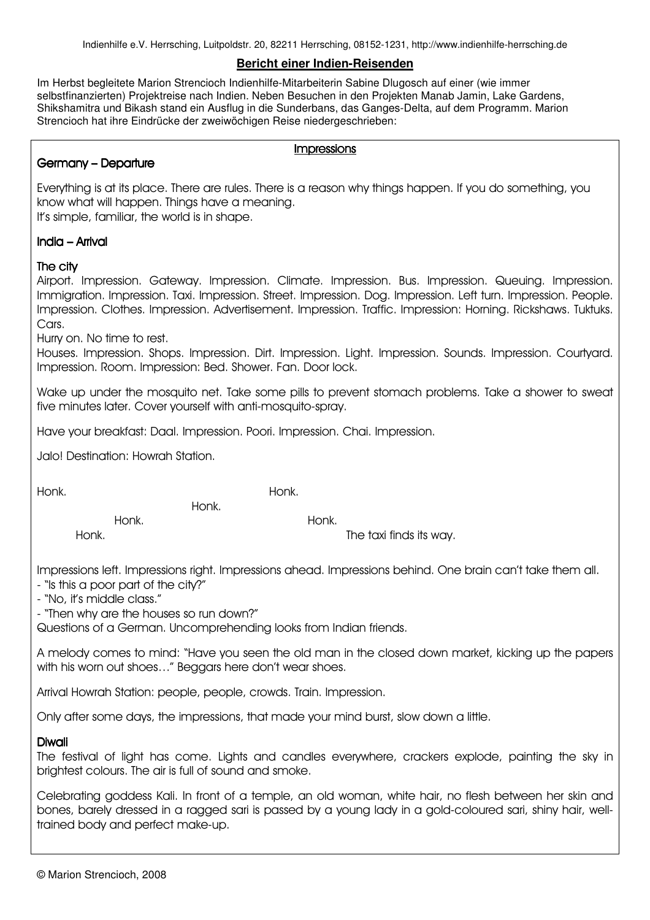**Bericht einer Indien-Reisenden**

Im Herbst begleitete Marion Strencioch Indienhilfe-Mitarbeiterin Sabine Dlugosch auf einer (wie immer selbstfinanzierten) Projektreise nach Indien. Neben Besuchen in den Projekten Manab Jamin, Lake Gardens, Shikshamitra und Bikash stand ein Ausflug in die Sunderbans, das Ganges-Delta, auf dem Programm. Marion Strencioch hat ihre Eindrücke der zweiwöchigen Reise niedergeschrieben:

## Impressions

### Germany – Departure

Everything is at its place. There are rules. There is a reason why things happen. If you do something, you know what will happen. Things have a meaning.
It's simple, familiar, the world is in shape.

### India – Arrival

### The city

Airport. Impression. Gateway. Impression. Climate. Impression. Bus. Impression. Queuing. Impression. Immigration. Impression. Taxi. Impression. Street. Impression. Dog. Impression. Left turn. Impression. People. Impression. Clothes. Impression. Advertisement. Impression. Traffic. Impression: Horning. Rickshaws. Tuktuks. Cars.
Hurry on. No time to rest.
Houses. Impression. Shops. Impression. Dirt. Impression. Light. Impression. Sounds. Impression. Courtyard. Impression. Room. Impression: Bed. Shower. Fan. Door lock.

Wake up under the mosquito net. Take some pills to prevent stomach problems. Take a shower to sweat five minutes later. Cover yourself with anti-mosquito-spray.

Have your breakfast: Daal. Impression. Poori. Impression. Chai. Impression.

Jalo! Destination: Howrah Station.

Honk. Honk.
Honk.
Honk. Honk.
Honk. The taxi finds its way.

Impressions left. Impressions right. Impressions ahead. Impressions behind. One brain can't take them all.
- "Is this a poor part of the city?"
- "No, it's middle class."
- "Then why are the houses so run down?"
Questions of a German. Uncomprehending looks from Indian friends.

A melody comes to mind: "Have you seen the old man in the closed down market, kicking up the papers with his worn out shoes…" Beggars here don't wear shoes.

Arrival Howrah Station: people, people, crowds. Train. Impression.

Only after some days, the impressions, that made your mind burst, slow down a little.

### Diwali

The festival of light has come. Lights and candles everywhere, crackers explode, painting the sky in brightest colours. The air is full of sound and smoke.

Celebrating goddess Kali. In front of a temple, an old woman, white hair, no flesh between her skin and bones, barely dressed in a ragged sari is passed by a young lady in a gold-coloured sari, shiny hair, well-trained body and perfect make-up.

© Marion Strencioch, 2008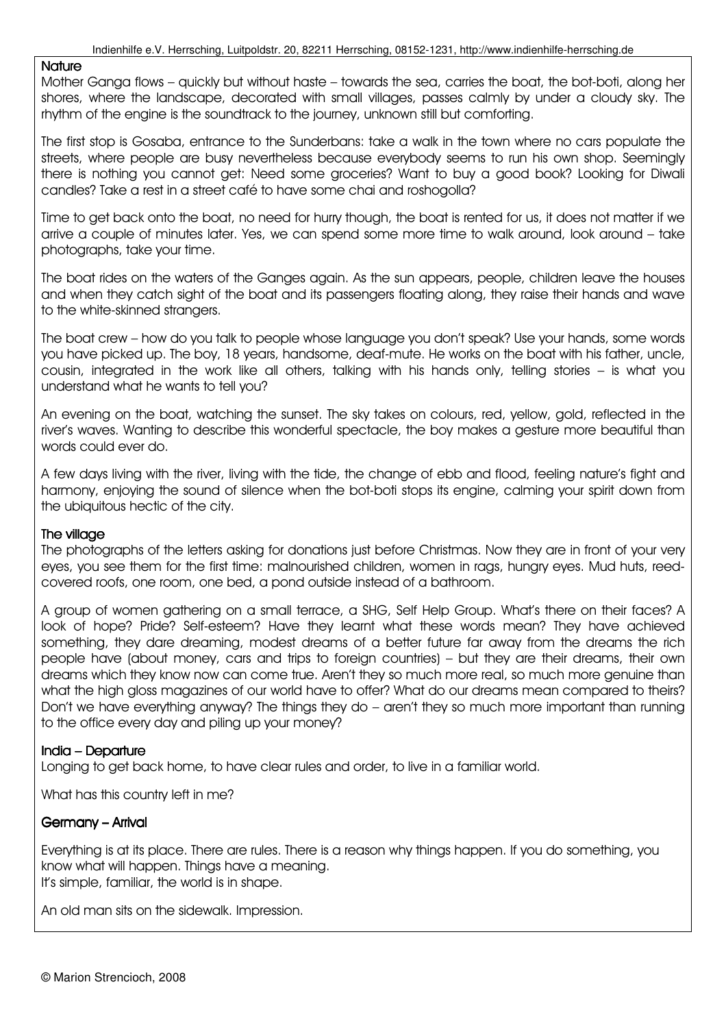## Nature

Mother Ganga flows – quickly but without haste – towards the sea, carries the boat, the bot-boti, along her shores, where the landscape, decorated with small villages, passes calmly by under a cloudy sky. The rhythm of the engine is the soundtrack to the journey, unknown still but comforting.

The first stop is Gosaba, entrance to the Sunderbans: take a walk in the town where no cars populate the streets, where people are busy nevertheless because everybody seems to run his own shop. Seemingly there is nothing you cannot get: Need some groceries? Want to buy a good book? Looking for Diwali candles? Take a rest in a street café to have some chai and roshogolla?

Time to get back onto the boat, no need for hurry though, the boat is rented for us, it does not matter if we arrive a couple of minutes later. Yes, we can spend some more time to walk around, look around – take photographs, take your time.

The boat rides on the waters of the Ganges again. As the sun appears, people, children leave the houses and when they catch sight of the boat and its passengers floating along, they raise their hands and wave to the white-skinned strangers.

The boat crew – how do you talk to people whose language you don't speak? Use your hands, some words you have picked up. The boy, 18 years, handsome, deaf-mute. He works on the boat with his father, uncle, cousin, integrated in the work like all others, talking with his hands only, telling stories – is what you understand what he wants to tell you?

An evening on the boat, watching the sunset. The sky takes on colours, red, yellow, gold, reflected in the river's waves. Wanting to describe this wonderful spectacle, the boy makes a gesture more beautiful than words could ever do.

A few days living with the river, living with the tide, the change of ebb and flood, feeling nature's fight and harmony, enjoying the sound of silence when the bot-boti stops its engine, calming your spirit down from the ubiquitous hectic of the city.

## The village

The photographs of the letters asking for donations just before Christmas. Now they are in front of your very eyes, you see them for the first time: malnourished children, women in rags, hungry eyes. Mud huts, reed-covered roofs, one room, one bed, a pond outside instead of a bathroom.

A group of women gathering on a small terrace, a SHG, Self Help Group. What's there on their faces? A look of hope? Pride? Self-esteem? Have they learnt what these words mean? They have achieved something, they dare dreaming, modest dreams of a better future far away from the dreams the rich people have (about money, cars and trips to foreign countries) – but they are their dreams, their own dreams which they know now can come true. Aren't they so much more real, so much more genuine than what the high gloss magazines of our world have to offer? What do our dreams mean compared to theirs? Don't we have everything anyway? The things they do – aren't they so much more important than running to the office every day and piling up your money?

## India – Departure

Longing to get back home, to have clear rules and order, to live in a familiar world.

What has this country left in me?

## Germany – Arrival

Everything is at its place. There are rules. There is a reason why things happen. If you do something, you know what will happen. Things have a meaning.
It's simple, familiar, the world is in shape.

An old man sits on the sidewalk. Impression.

© Marion Strencioch, 2008